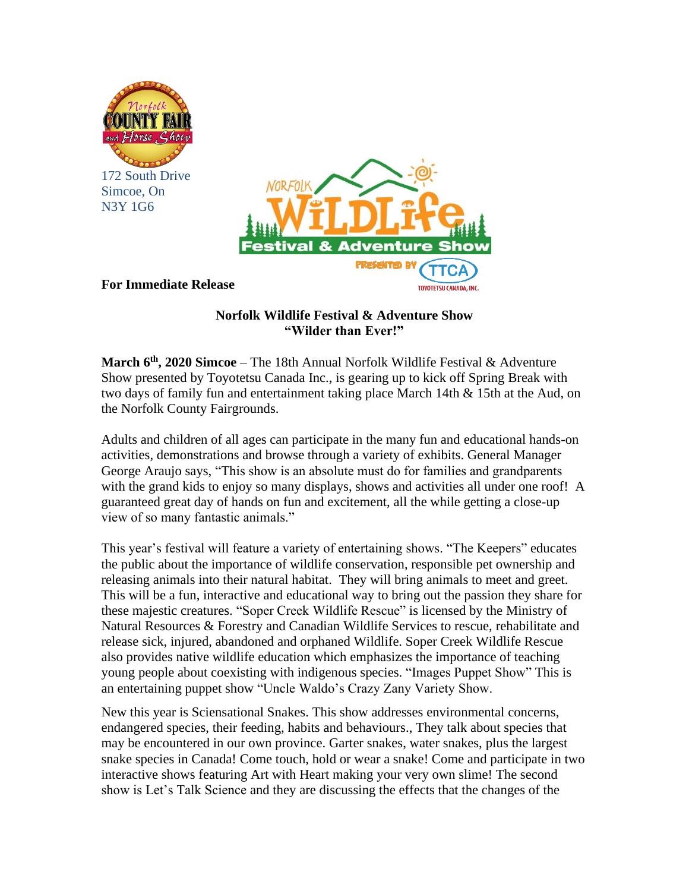172 South Drive
Simcoe, On
N3Y 1G6

**For Immediate Release**

**Norfolk Wildlife Festival & Adventure Show**
**"Wilder than Ever!"**

**March 6th, 2020 Simcoe** – The 18th Annual Norfolk Wildlife Festival & Adventure Show presented by Toyotetsu Canada Inc., is gearing up to kick off Spring Break with two days of family fun and entertainment taking place March 14th & 15th at the Aud, on the Norfolk County Fairgrounds.

Adults and children of all ages can participate in the many fun and educational hands-on activities, demonstrations and browse through a variety of exhibits. General Manager George Araujo says, "This show is an absolute must do for families and grandparents with the grand kids to enjoy so many displays, shows and activities all under one roof! A guaranteed great day of hands on fun and excitement, all the while getting a close-up view of so many fantastic animals."

This year's festival will feature a variety of entertaining shows. "The Keepers" educates the public about the importance of wildlife conservation, responsible pet ownership and releasing animals into their natural habitat. They will bring animals to meet and greet. This will be a fun, interactive and educational way to bring out the passion they share for these majestic creatures. "Soper Creek Wildlife Rescue" is licensed by the Ministry of Natural Resources & Forestry and Canadian Wildlife Services to rescue, rehabilitate and release sick, injured, abandoned and orphaned Wildlife. Soper Creek Wildlife Rescue also provides native wildlife education which emphasizes the importance of teaching young people about coexisting with indigenous species. "Images Puppet Show" This is an entertaining puppet show "Uncle Waldo's Crazy Zany Variety Show.

New this year is Sciensational Snakes. This show addresses environmental concerns, endangered species, their feeding, habits and behaviours., They talk about species that may be encountered in our own province. Garter snakes, water snakes, plus the largest snake species in Canada! Come touch, hold or wear a snake! Come and participate in two interactive shows featuring Art with Heart making your very own slime! The second show is Let's Talk Science and they are discussing the effects that the changes of the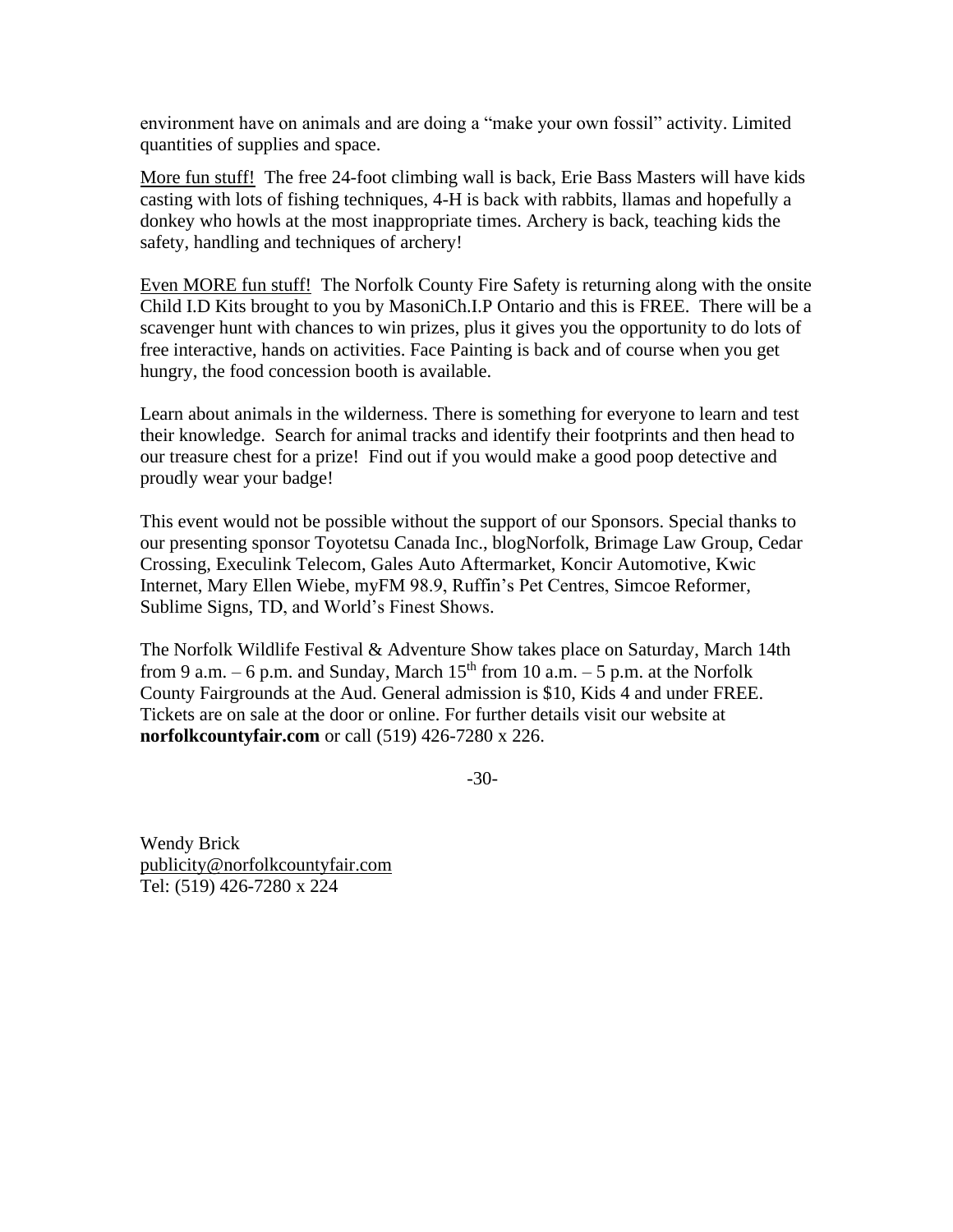environment have on animals and are doing a "make your own fossil" activity. Limited quantities of supplies and space.

<u>More fun stuff!</u> The free 24-foot climbing wall is back, Erie Bass Masters will have kids casting with lots of fishing techniques, 4-H is back with rabbits, llamas and hopefully a donkey who howls at the most inappropriate times. Archery is back, teaching kids the safety, handling and techniques of archery!

<u>Even MORE fun stuff!</u> The Norfolk County Fire Safety is returning along with the onsite Child I.D Kits brought to you by MasoniCh.I.P Ontario and this is FREE. There will be a scavenger hunt with chances to win prizes, plus it gives you the opportunity to do lots of free interactive, hands on activities. Face Painting is back and of course when you get hungry, the food concession booth is available.

Learn about animals in the wilderness. There is something for everyone to learn and test their knowledge. Search for animal tracks and identify their footprints and then head to our treasure chest for a prize! Find out if you would make a good poop detective and proudly wear your badge!

This event would not be possible without the support of our Sponsors. Special thanks to our presenting sponsor Toyotetsu Canada Inc., blogNorfolk, Brimage Law Group, Cedar Crossing, Execulink Telecom, Gales Auto Aftermarket, Koncir Automotive, Kwic Internet, Mary Ellen Wiebe, myFM 98.9, Ruffin's Pet Centres, Simcoe Reformer, Sublime Signs, TD, and World's Finest Shows.

The Norfolk Wildlife Festival & Adventure Show takes place on Saturday, March 14th from 9 a.m. – 6 p.m. and Sunday, March 15th from 10 a.m. – 5 p.m. at the Norfolk County Fairgrounds at the Aud. General admission is $10, Kids 4 and under FREE. Tickets are on sale at the door or online. For further details visit our website at **norfolkcountyfair.com** or call (519) 426-7280 x 226.

-30-

Wendy Brick
publicity@norfolkcountyfair.com
Tel: (519) 426-7280 x 224